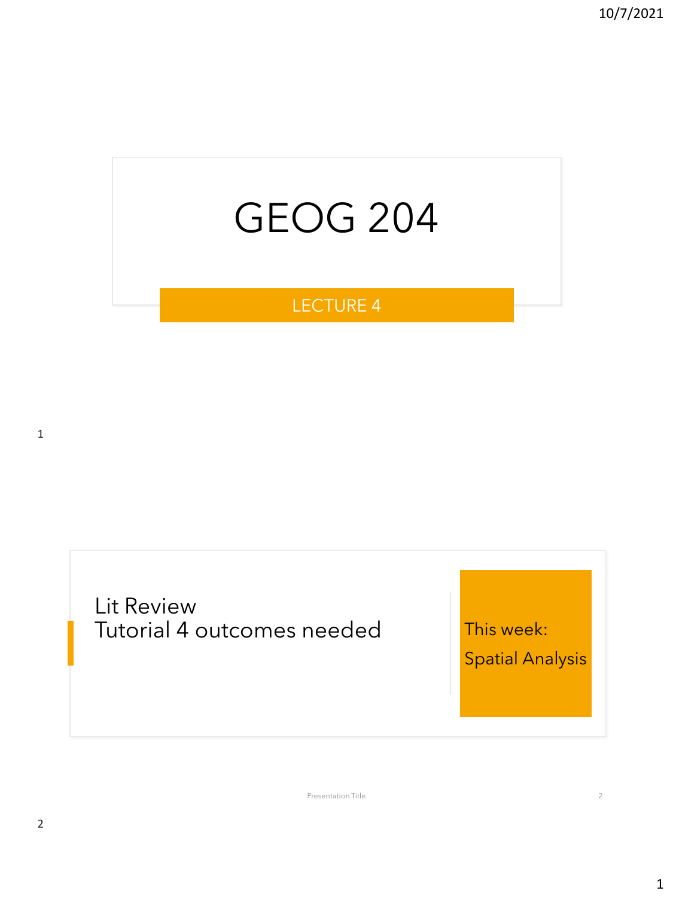# GEOG 204

## LECTURE 4

Lit Review
Tutorial 4 outcomes needed

This week:
Spatial Analysis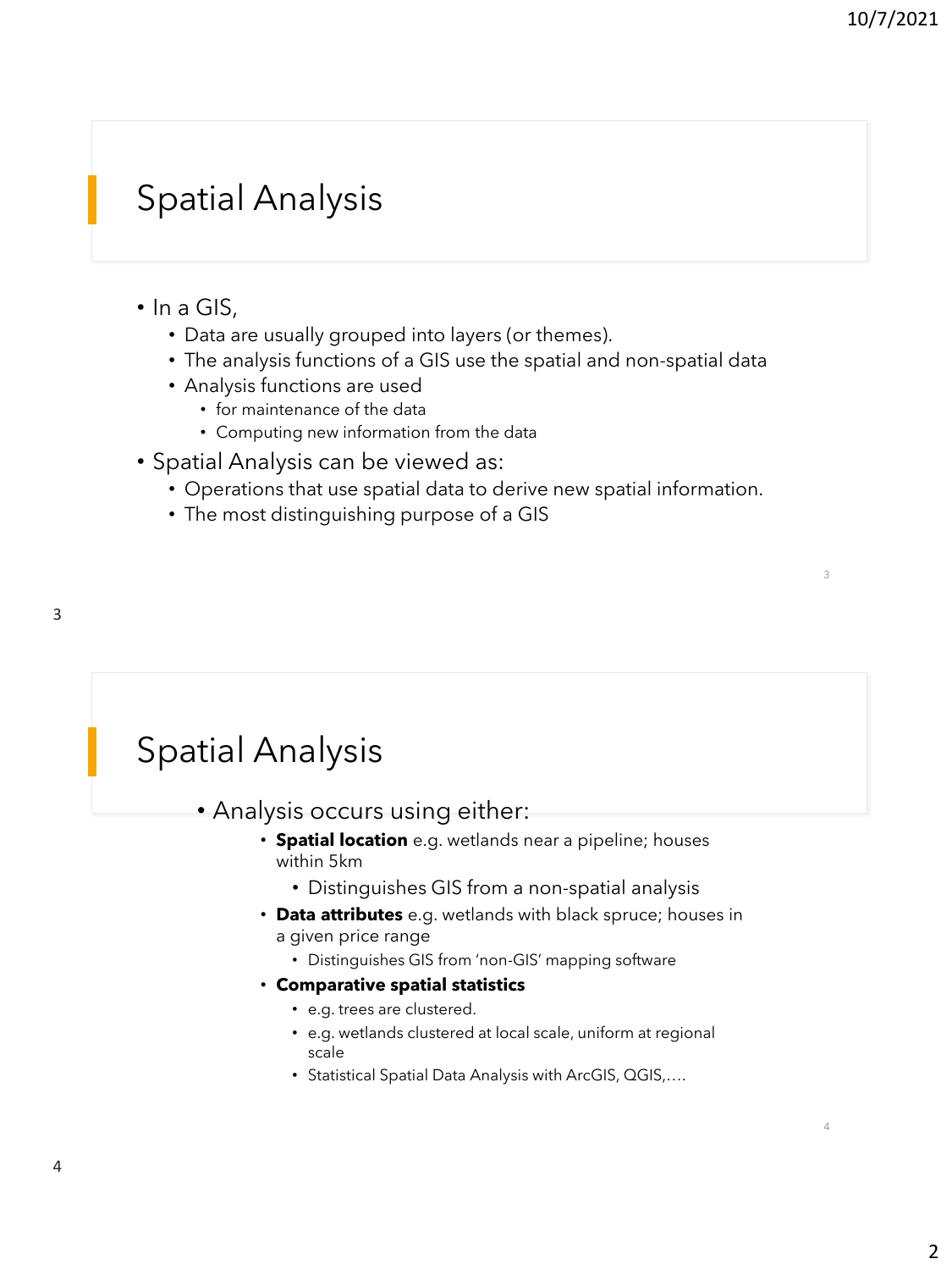## Spatial Analysis

- In a GIS,
  - Data are usually grouped into layers (or themes).
  - The analysis functions of a GIS use the spatial and non-spatial data
  - Analysis functions are used
    - for maintenance of the data
    - Computing new information from the data
- Spatial Analysis can be viewed as:
  - Operations that use spatial data to derive new spatial information.
  - The most distinguishing purpose of a GIS

## Spatial Analysis

- Analysis occurs using either:
  - **Spatial location** e.g. wetlands near a pipeline; houses within 5km
    - Distinguishes GIS from a non-spatial analysis
  - **Data attributes** e.g. wetlands with black spruce; houses in a given price range
    - Distinguishes GIS from 'non-GIS' mapping software
  - **Comparative spatial statistics**
    - e.g. trees are clustered.
    - e.g. wetlands clustered at local scale, uniform at regional scale
    - Statistical Spatial Data Analysis with ArcGIS, QGIS,….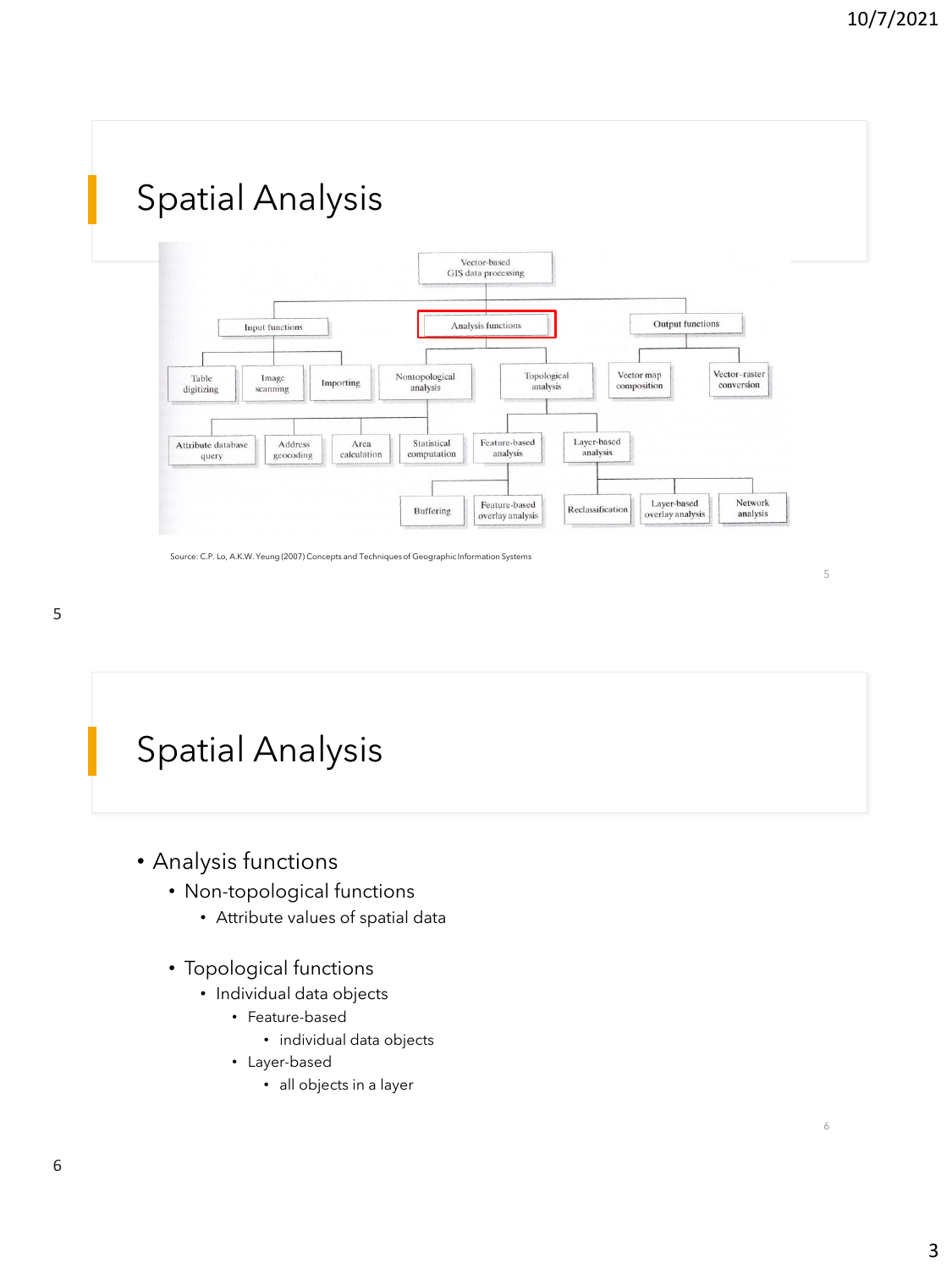# Spatial Analysis

Vector-based GIS data processing

- Input functions
  - Table digitizing
  - Image scanning
  - Importing
- Analysis functions
  - Nontopological analysis
    - Attribute database query
    - Address geocoding
    - Area calculation
    - Statistical computation
  - Topological analysis
    - Feature-based analysis
      - Buffering
      - Feature-based overlay analysis
    - Layer-based analysis
      - Reclassification
      - Layer-based overlay analysis
      - Network analysis
- Output functions
  - Vector map composition
  - Vector–raster conversion

Source: C.P. Lo, A.K.W. Yeung (2007) Concepts and Techniques of Geographic Information Systems

# Spatial Analysis

- Analysis functions
  - Non-topological functions
    - Attribute values of spatial data
  - Topological functions
    - Individual data objects
      - Feature-based
        - individual data objects
      - Layer-based
        - all objects in a layer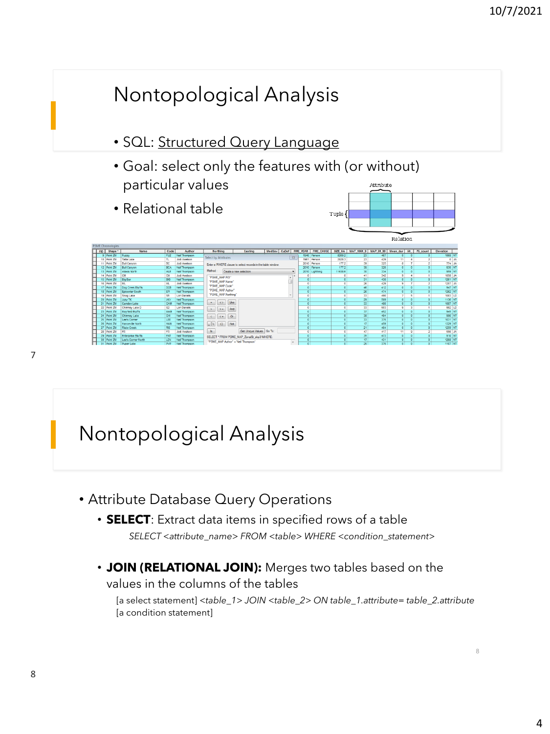# Nontopological Analysis

- SQL: Structured Query Language
- Goal: select only the features with (or without) particular values
- Relational table

# Nontopological Analysis

- Attribute Database Query Operations
  - **SELECT**: Extract data items in specified rows of a table

    *SELECT <attribute_name> FROM <table> WHERE <condition_statement>*

  - **JOIN (RELATIONAL JOIN):** Merges two tables based on the values in the columns of the tables

    [a select statement] *<table_1> JOIN <table_2> ON table_1.attribute= table_2.attribute* [a condition statement]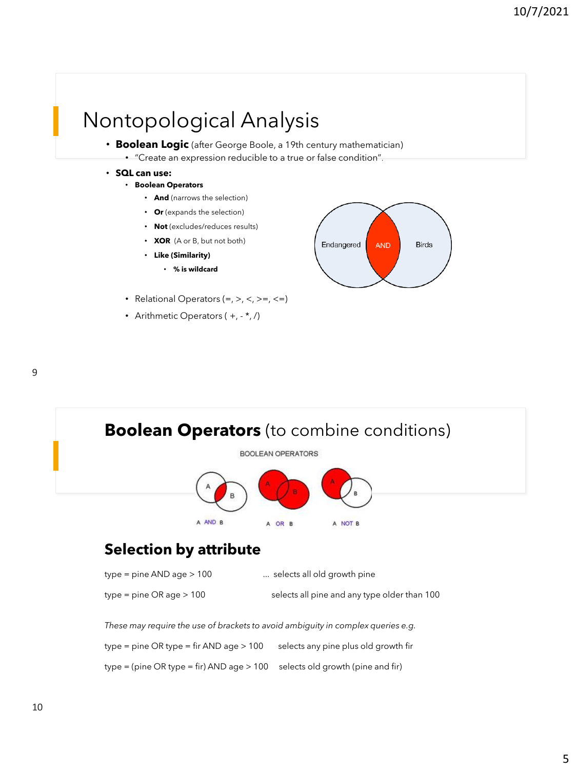# Nontopological Analysis

- **Boolean Logic** (after George Boole, a 19th century mathematician)
  - "Create an expression reducible to a true or false condition".
- **SQL can use:**
  - **Boolean Operators**
    - **And** (narrows the selection)
    - **Or** (expands the selection)
    - **Not** (excludes/reduces results)
    - **XOR** (A or B, but not both)
    - **Like (Similarity)**
      - **% is wildcard**
  - Relational Operators (=, >, <, >=, <=)
  - Arithmetic Operators ( +, - *, /)

# Boolean Operators (to combine conditions)

## Selection by attribute

type = pine AND age > 100 ... selects all old growth pine

type = pine OR age > 100 selects all pine and any type older than 100

*These may require the use of brackets to avoid ambiguity in complex queries e.g.*

type = pine OR type = fir AND age > 100 selects any pine plus old growth fir

type = (pine OR type = fir) AND age > 100 selects old growth (pine and fir)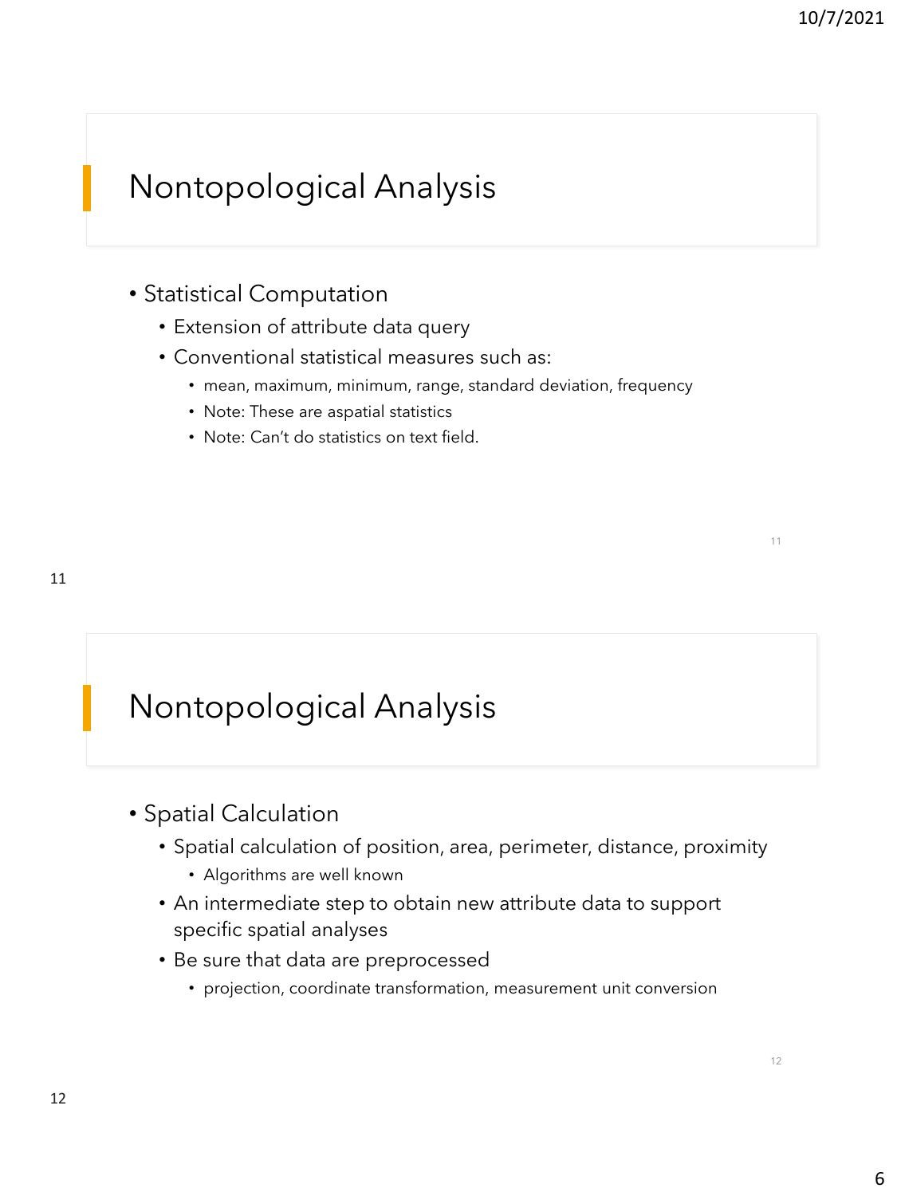## Nontopological Analysis

- Statistical Computation
  - Extension of attribute data query
  - Conventional statistical measures such as:
    - mean, maximum, minimum, range, standard deviation, frequency
    - Note: These are aspatial statistics
    - Note: Can't do statistics on text field.

## Nontopological Analysis

- Spatial Calculation
  - Spatial calculation of position, area, perimeter, distance, proximity
    - Algorithms are well known
  - An intermediate step to obtain new attribute data to support specific spatial analyses
  - Be sure that data are preprocessed
    - projection, coordinate transformation, measurement unit conversion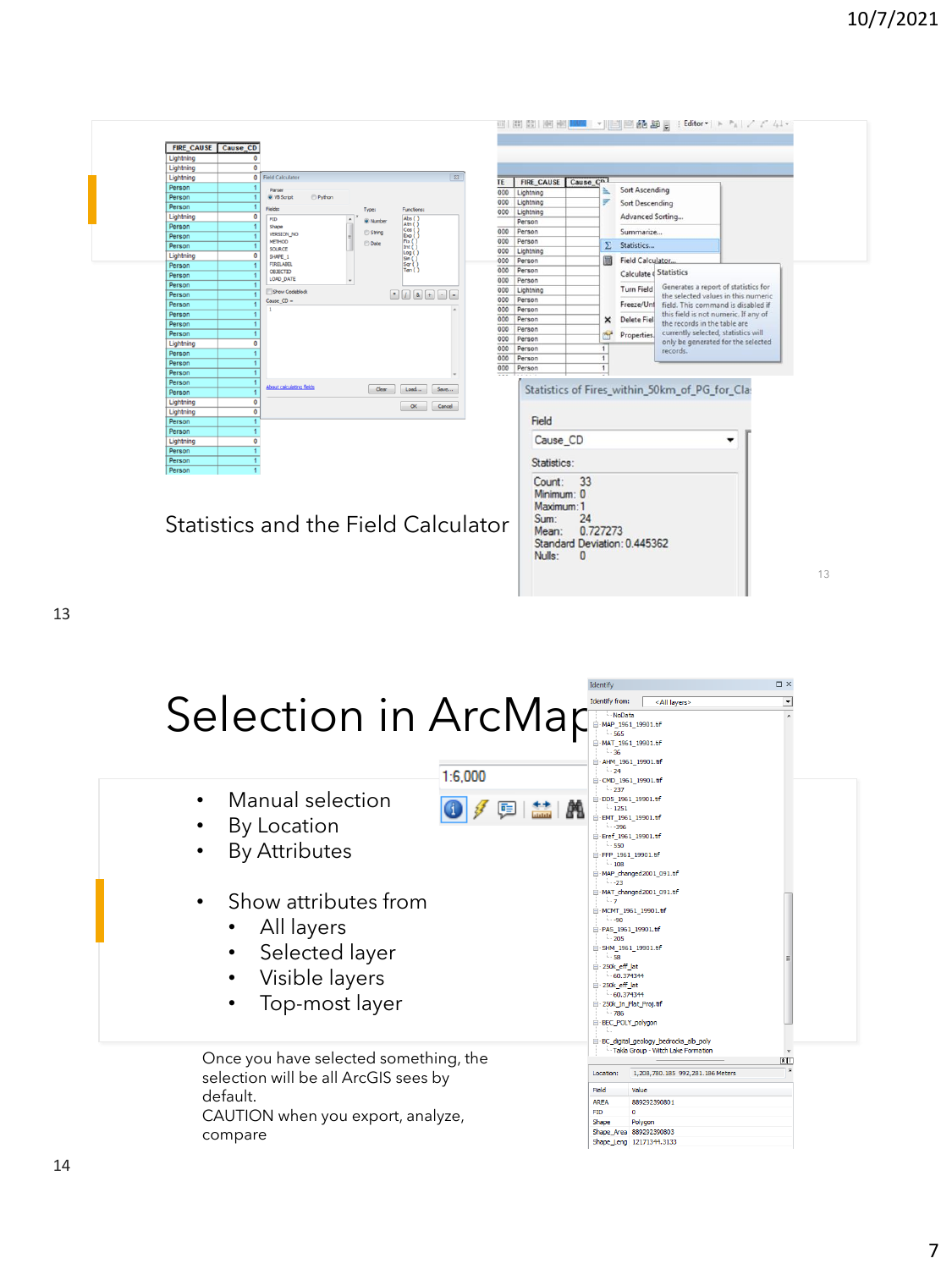Statistics and the Field Calculator

Statistics of Fires_within_50km_of_PG_for_Cla

Field

Cause_CD

Statistics:

Count: 33
Minimum: 0
Maximum: 1
Sum: 24
Mean: 0.727273
Standard Deviation: 0.445362
Nulls: 0

# Selection in ArcMap

- Manual selection
- By Location
- By Attributes

- Show attributes from
  - All layers
  - Selected layer
  - Visible layers
  - Top-most layer

Once you have selected something, the selection will be all ArcGIS sees by default.
CAUTION when you export, analyze, compare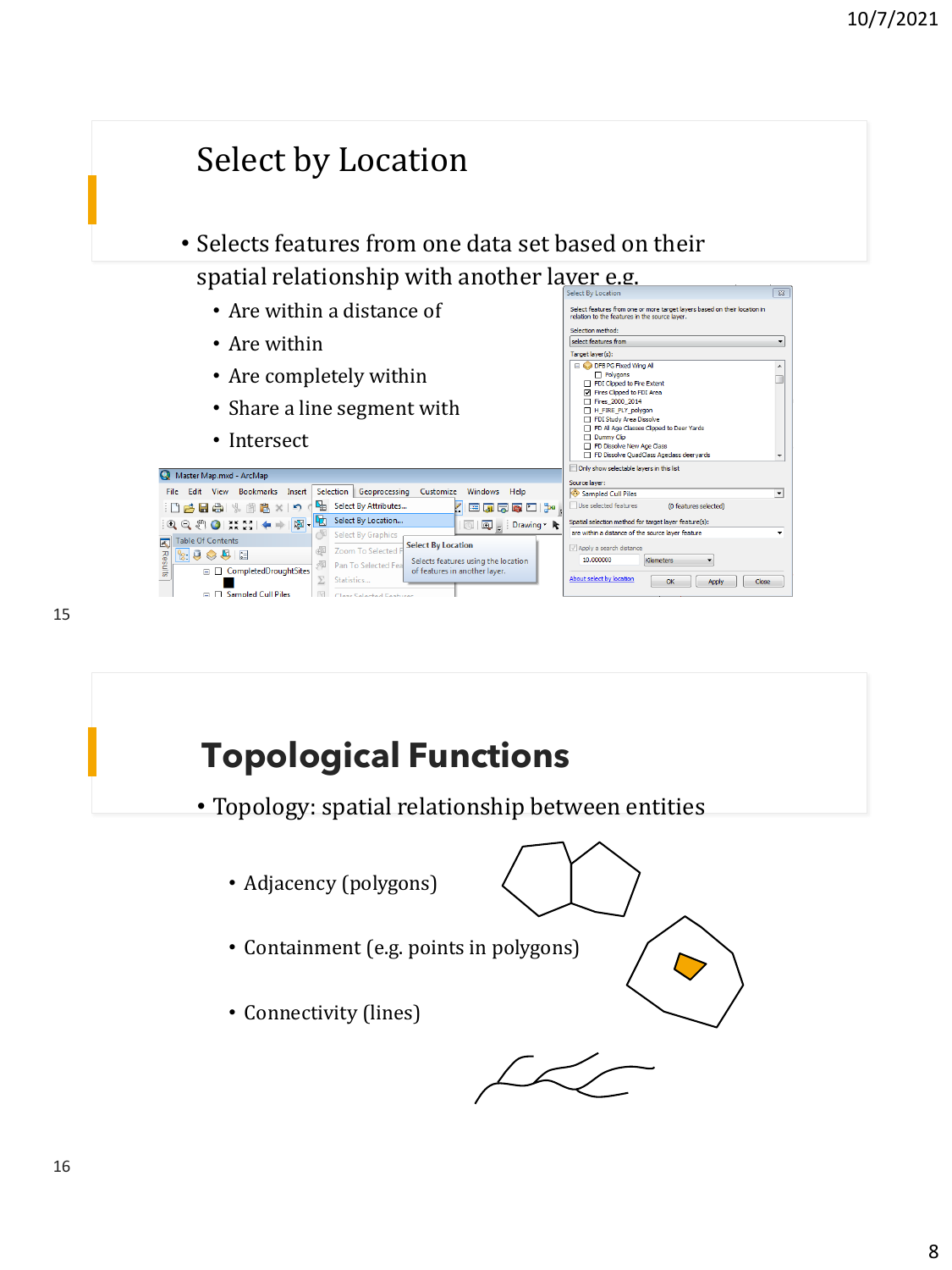# Select by Location

- Selects features from one data set based on their spatial relationship with another layer e.g.
  - Are within a distance of
  - Are within
  - Are completely within
  - Share a line segment with
  - Intersect

# Topological Functions

- Topology: spatial relationship between entities
  - Adjacency (polygons)
  - Containment (e.g. points in polygons)
  - Connectivity (lines)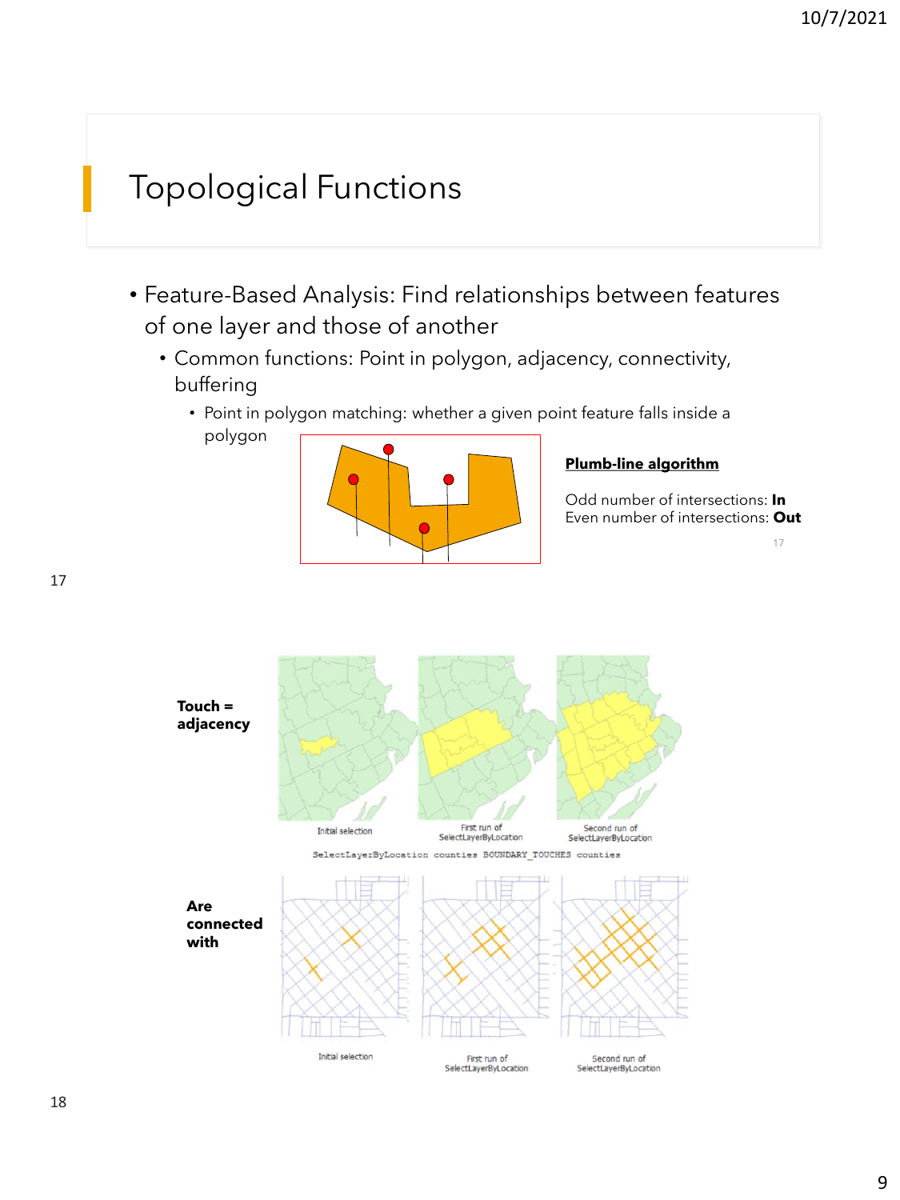# Topological Functions

- Feature-Based Analysis: Find relationships between features of one layer and those of another
  - Common functions: Point in polygon, adjacency, connectivity, buffering
    - Point in polygon matching: whether a given point feature falls inside a polygon

**Plumb-line algorithm**

Odd number of intersections: **In**
Even number of intersections: **Out**

**Touch = adjacency**

Initial selection | First run of SelectLayerByLocation | Second run of SelectLayerByLocation

```
SelectLayerByLocation counties BOUNDARY_TOUCHES counties
```

**Are connected with**

Initial selection | First run of SelectLayerByLocation | Second run of SelectLayerByLocation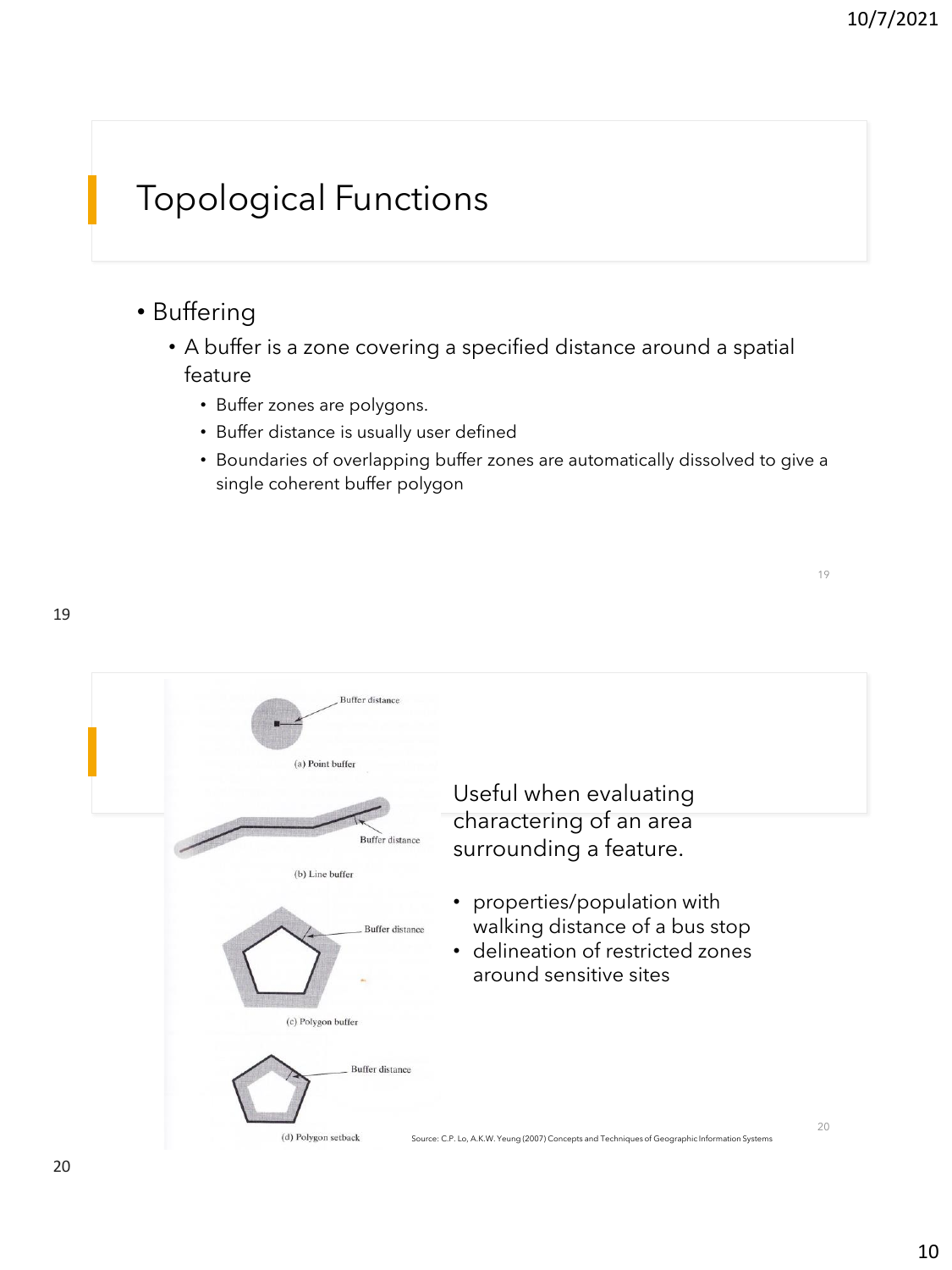# Topological Functions

- Buffering
  - A buffer is a zone covering a specified distance around a spatial feature
    - Buffer zones are polygons.
    - Buffer distance is usually user defined
    - Boundaries of overlapping buffer zones are automatically dissolved to give a single coherent buffer polygon

Buffer distance

(a) Point buffer

Buffer distance

(b) Line buffer

Buffer distance

(c) Polygon buffer

Buffer distance

(d) Polygon setback

Useful when evaluating charactering of an area surrounding a feature.

- properties/population with walking distance of a bus stop
- delineation of restricted zones around sensitive sites

Source: C.P. Lo, A.K.W. Yeung (2007) Concepts and Techniques of Geographic Information Systems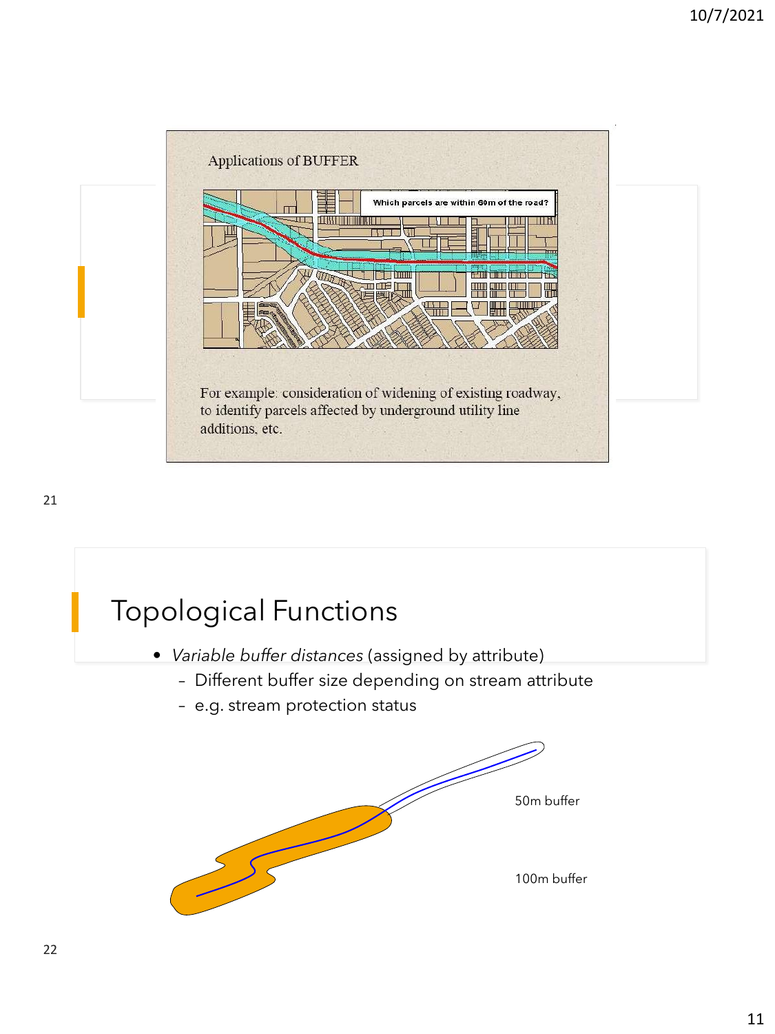Applications of BUFFER

Which parcels are within 60m of the road?

For example: consideration of widening of existing roadway, to identify parcels affected by underground utility line additions, etc.

# Topological Functions

- *Variable buffer distances* (assigned by attribute)
  - Different buffer size depending on stream attribute
  - e.g. stream protection status

50m buffer

100m buffer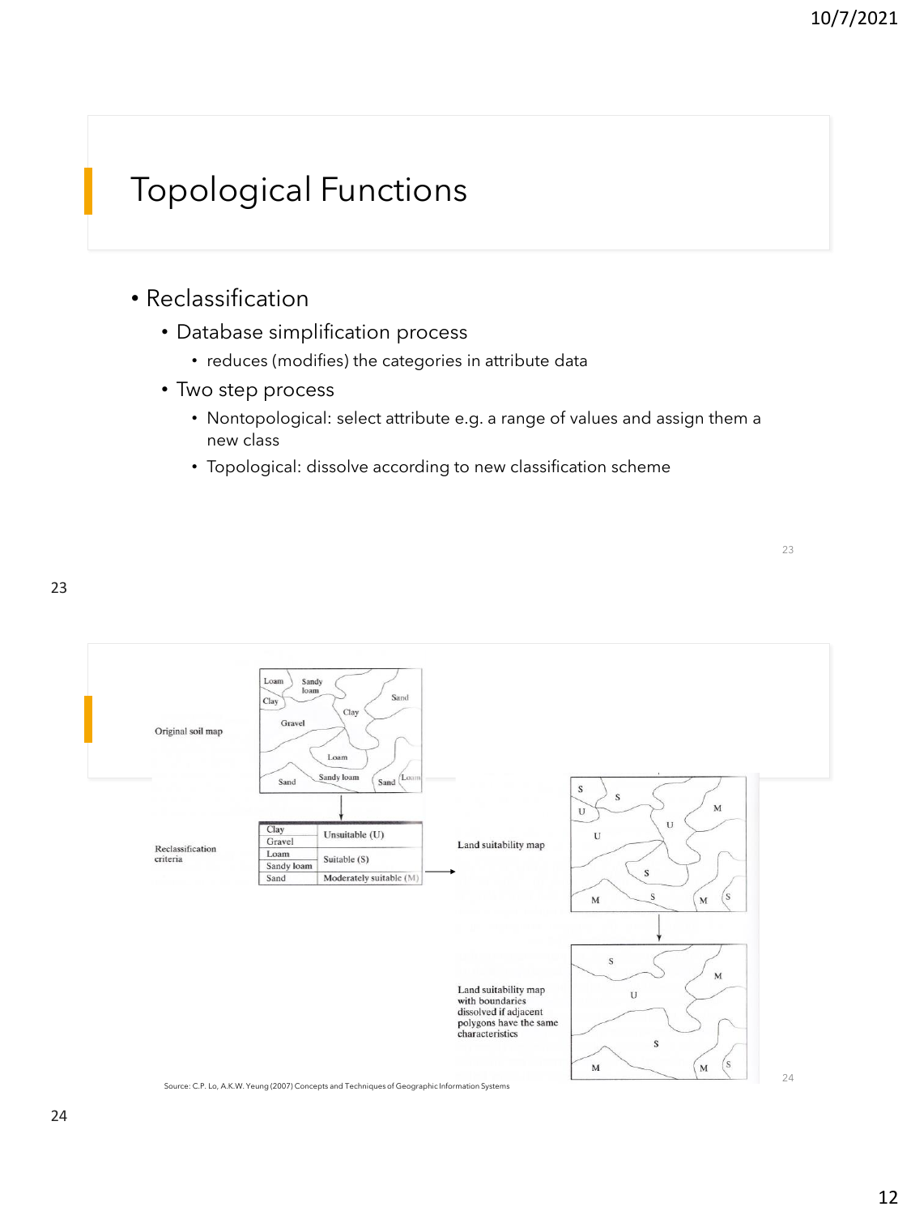# Topological Functions

- Reclassification
  - Database simplification process
    - reduces (modifies) the categories in attribute data
  - Two step process
    - Nontopological: select attribute e.g. a range of values and assign them a new class
    - Topological: dissolve according to new classification scheme

Original soil map

Reclassification criteria

| | |
|---|---|
| Clay | Unsuitable (U) |
| Gravel | |
| Loam | Suitable (S) |
| Sandy loam | |
| Sand | Moderately suitable (M) |

Land suitability map

Land suitability map with boundaries dissolved if adjacent polygons have the same characteristics

Source: C.P. Lo, A.K.W. Yeung (2007) Concepts and Techniques of Geographic Information Systems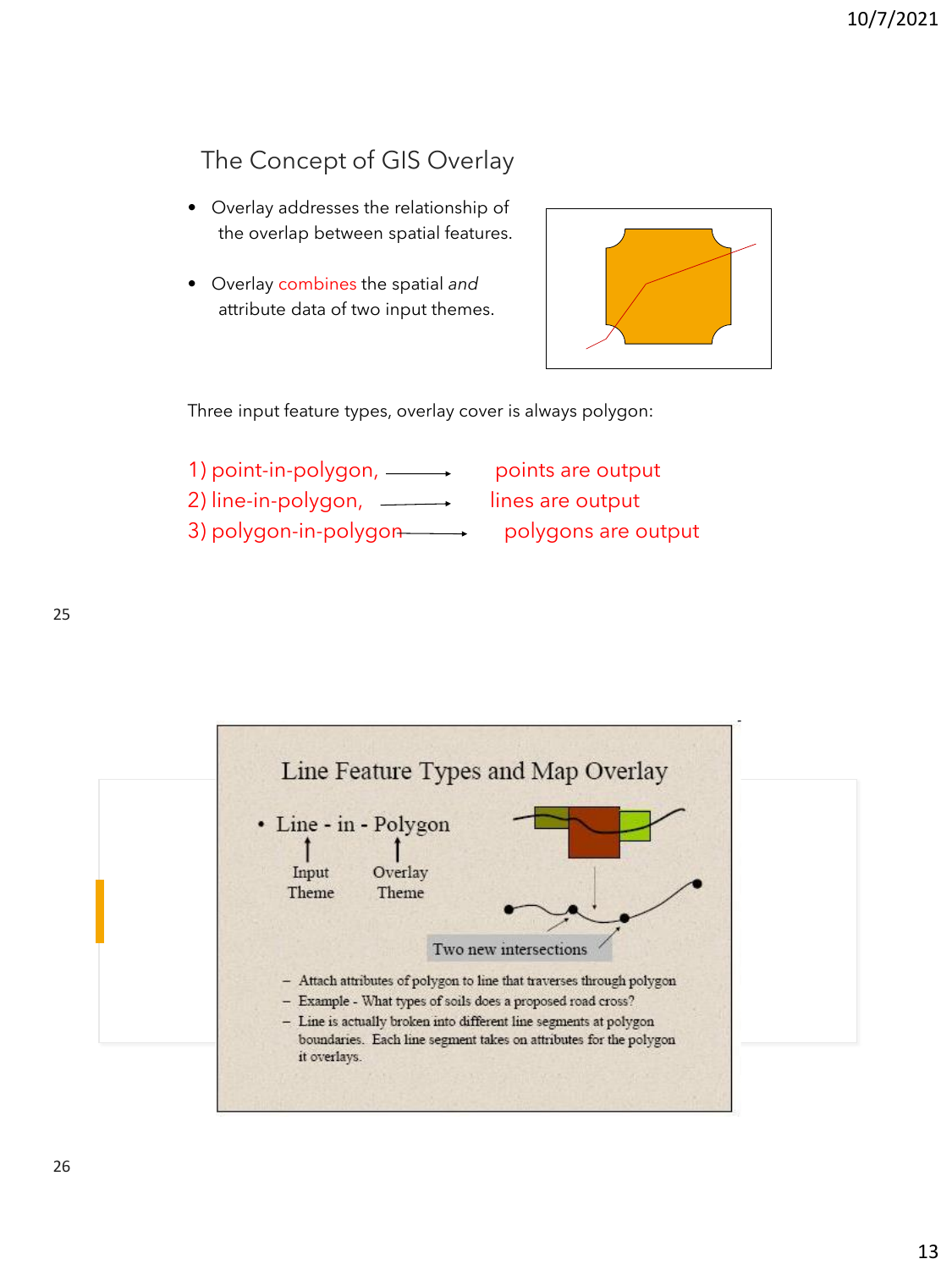## The Concept of GIS Overlay

- Overlay addresses the relationship of the overlap between spatial features.
- Overlay combines the spatial *and* attribute data of two input themes.

Three input feature types, overlay cover is always polygon:

1) point-in-polygon, → points are output
2) line-in-polygon, → lines are output
3) polygon-in-polygon → polygons are output

## Line Feature Types and Map Overlay

- Line - in - Polygon
  - Line ↑ Input Theme
  - Polygon ↑ Overlay Theme

Two new intersections

- Attach attributes of polygon to line that traverses through polygon
- Example - What types of soils does a proposed road cross?
- Line is actually broken into different line segments at polygon boundaries. Each line segment takes on attributes for the polygon it overlays.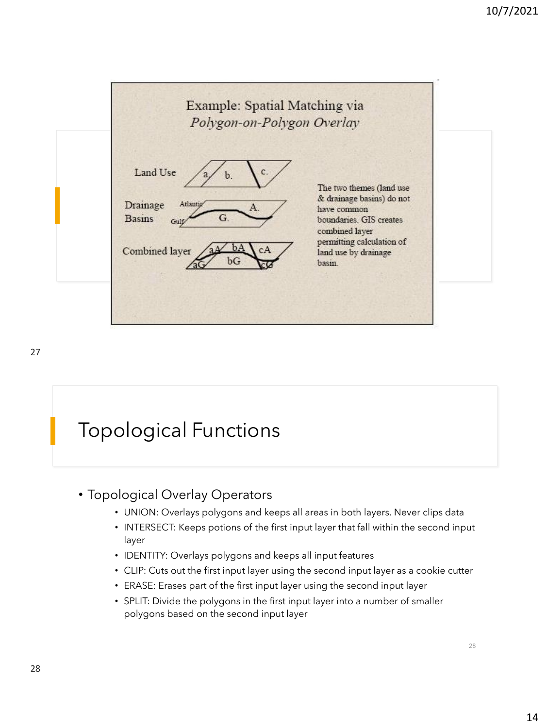## Example: Spatial Matching via *Polygon-on-Polygon Overlay*

Land Use: a. b. c.

Drainage Basins: Atlantic, Gulf, A., G.

Combined layer: aA, bA, cA, aG, bG, cG

The two themes (land use & drainage basins) do not have common boundaries. GIS creates combined layer permitting calculation of land use by drainage basin.

# Topological Functions

- Topological Overlay Operators
  - UNION: Overlays polygons and keeps all areas in both layers. Never clips data
  - INTERSECT: Keeps potions of the first input layer that fall within the second input layer
  - IDENTITY: Overlays polygons and keeps all input features
  - CLIP: Cuts out the first input layer using the second input layer as a cookie cutter
  - ERASE: Erases part of the first input layer using the second input layer
  - SPLIT: Divide the polygons in the first input layer into a number of smaller polygons based on the second input layer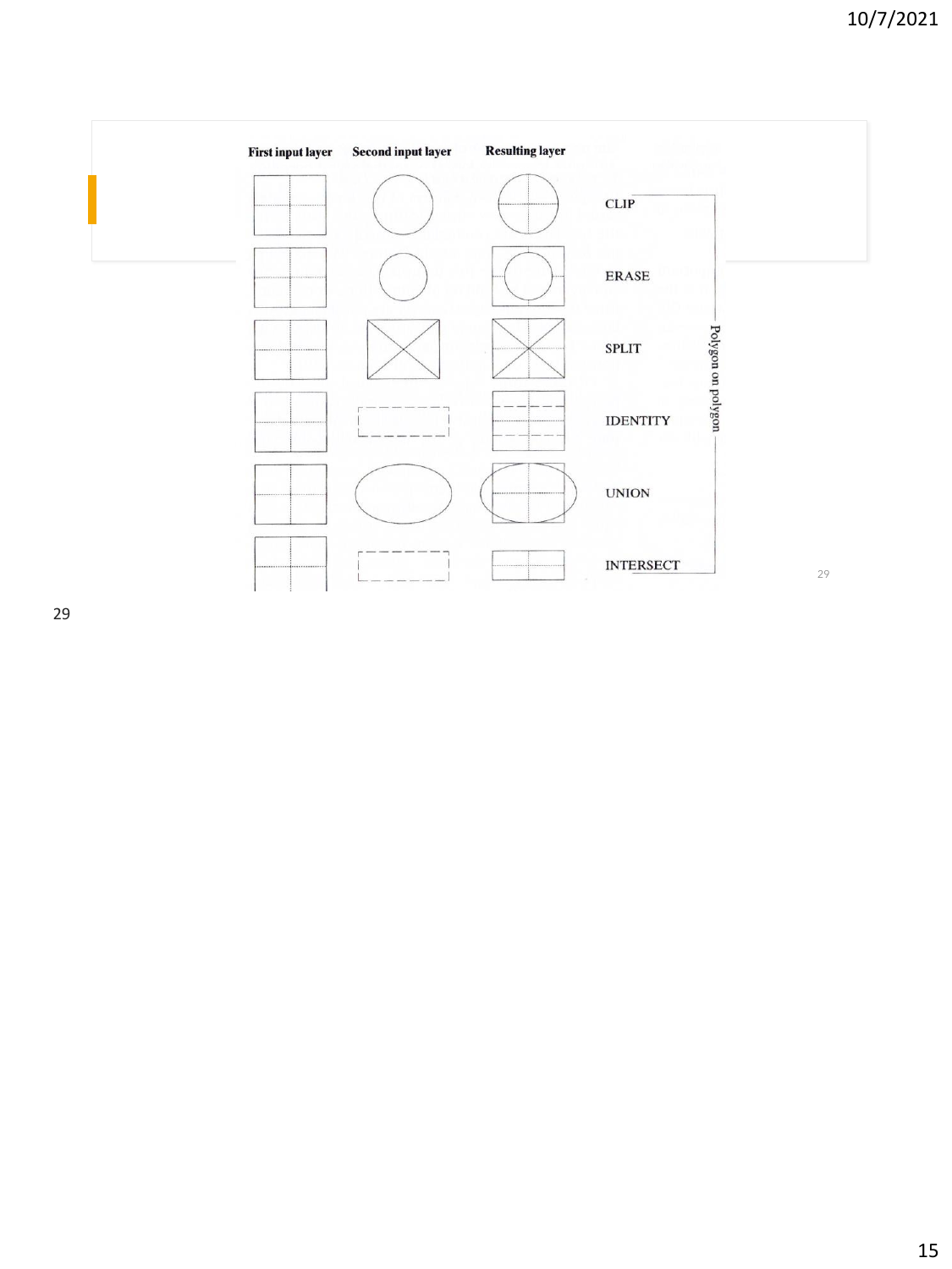First input layer

Second input layer

Resulting layer

CLIP

ERASE

SPLIT

IDENTITY

UNION

INTERSECT

Polygon on polygon